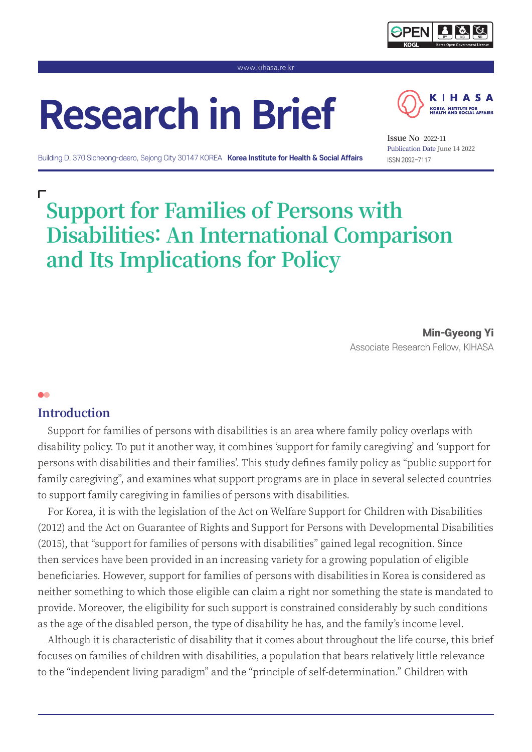# Research in Brief

Building D, 370 Sicheong-daero, Sejong City 30147 KOREA **Korea Institute for Health & Social Affairs**

Issue No 2022-11
Publication Date June 14 2022
ISSN 2092-7117

# Support for Families of Persons with Disabilities: An International Comparison and Its Implications for Policy

**Min-Gyeong Yi**
Associate Research Fellow, KIHASA

## Introduction

Support for families of persons with disabilities is an area where family policy overlaps with disability policy. To put it another way, it combines 'support for family caregiving' and 'support for persons with disabilities and their families'. This study defines family policy as "public support for family caregiving", and examines what support programs are in place in several selected countries to support family caregiving in families of persons with disabilities.

For Korea, it is with the legislation of the Act on Welfare Support for Children with Disabilities (2012) and the Act on Guarantee of Rights and Support for Persons with Developmental Disabilities (2015), that "support for families of persons with disabilities" gained legal recognition. Since then services have been provided in an increasing variety for a growing population of eligible beneficiaries. However, support for families of persons with disabilities in Korea is considered as neither something to which those eligible can claim a right nor something the state is mandated to provide. Moreover, the eligibility for such support is constrained considerably by such conditions as the age of the disabled person, the type of disability he has, and the family's income level.

Although it is characteristic of disability that it comes about throughout the life course, this brief focuses on families of children with disabilities, a population that bears relatively little relevance to the "independent living paradigm" and the "principle of self-determination." Children with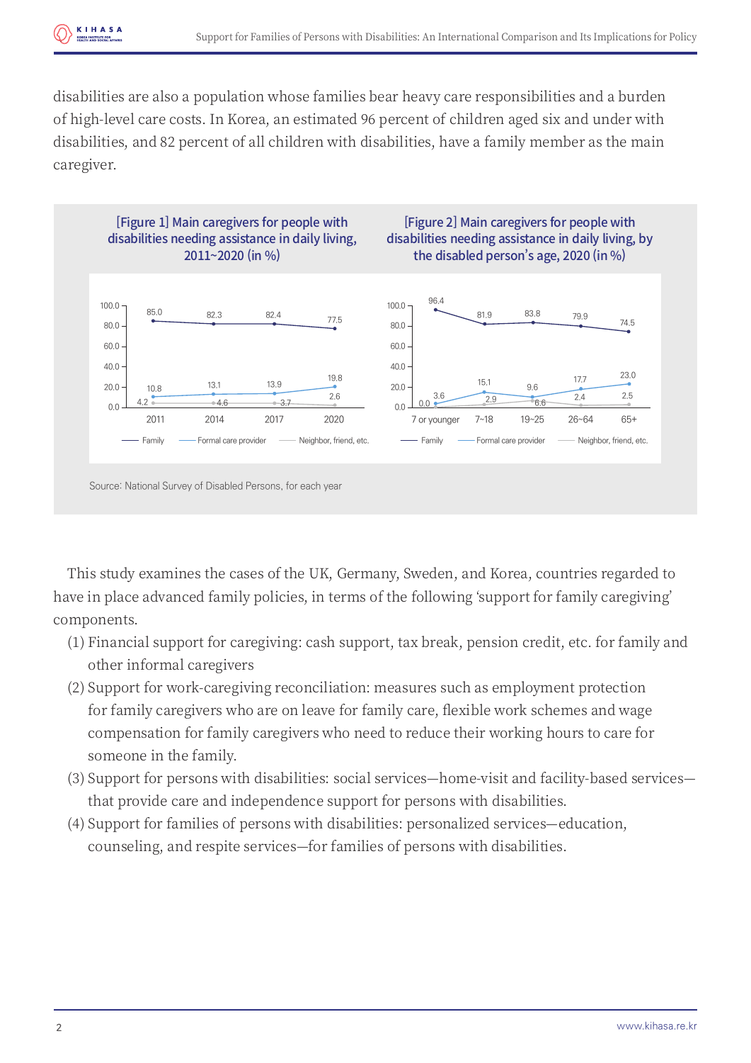disabilities are also a population whose families bear heavy care responsibilities and a burden of high-level care costs. In Korea, an estimated 96 percent of children aged six and under with disabilities, and 82 percent of all children with disabilities, have a family member as the main caregiver.

[Figure 1] Main caregivers for people with disabilities needing assistance in daily living, 2011~2020 (in %)

| | 2011 | 2014 | 2017 | 2020 |
|---|---|---|---|---|
| Family | 85.0 | 82.3 | 82.4 | 77.5 |
| Formal care provider | 10.8 | 13.1 | 13.9 | 19.8 |
| Neighbor, friend, etc. | 4.2 | 4.6 | 3.7 | 2.6 |

[Figure 2] Main caregivers for people with disabilities needing assistance in daily living, by the disabled person's age, 2020 (in %)

| | 7 or younger | 7~18 | 19~25 | 26~64 | 65+ |
|---|---|---|---|---|---|
| Family | 96.4 | 81.9 | 83.8 | 79.9 | 74.5 |
| Formal care provider | 3.6 | 15.1 | 9.6 | 17.7 | 23.0 |
| Neighbor, friend, etc. | 0.0 | 2.9 | 6.6 | 2.4 | 2.5 |

Source: National Survey of Disabled Persons, for each year

This study examines the cases of the UK, Germany, Sweden, and Korea, countries regarded to have in place advanced family policies, in terms of the following 'support for family caregiving' components.

(1) Financial support for caregiving: cash support, tax break, pension credit, etc. for family and other informal caregivers

(2) Support for work-caregiving reconciliation: measures such as employment protection for family caregivers who are on leave for family care, flexible work schemes and wage compensation for family caregivers who need to reduce their working hours to care for someone in the family.

(3) Support for persons with disabilities: social services—home-visit and facility-based services—that provide care and independence support for persons with disabilities.

(4) Support for families of persons with disabilities: personalized services—education, counseling, and respite services—for families of persons with disabilities.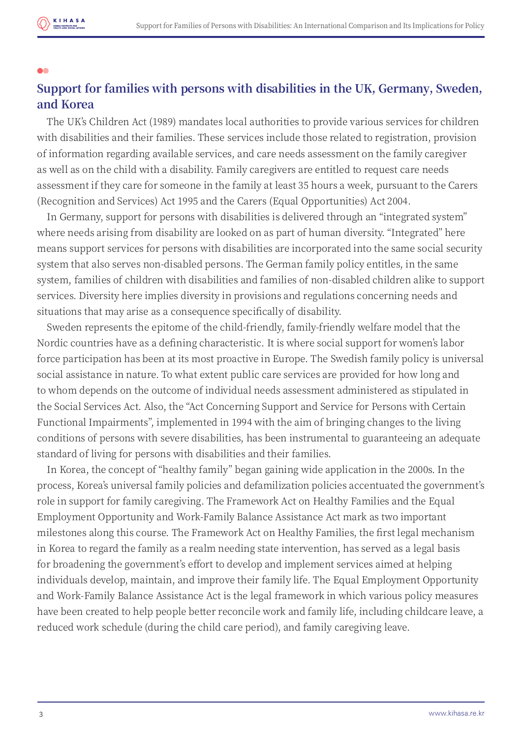## Support for families with persons with disabilities in the UK, Germany, Sweden, and Korea

The UK's Children Act (1989) mandates local authorities to provide various services for children with disabilities and their families. These services include those related to registration, provision of information regarding available services, and care needs assessment on the family caregiver as well as on the child with a disability. Family caregivers are entitled to request care needs assessment if they care for someone in the family at least 35 hours a week, pursuant to the Carers (Recognition and Services) Act 1995 and the Carers (Equal Opportunities) Act 2004.

In Germany, support for persons with disabilities is delivered through an "integrated system" where needs arising from disability are looked on as part of human diversity. "Integrated" here means support services for persons with disabilities are incorporated into the same social security system that also serves non-disabled persons. The German family policy entitles, in the same system, families of children with disabilities and families of non-disabled children alike to support services. Diversity here implies diversity in provisions and regulations concerning needs and situations that may arise as a consequence specifically of disability.

Sweden represents the epitome of the child-friendly, family-friendly welfare model that the Nordic countries have as a defining characteristic. It is where social support for women's labor force participation has been at its most proactive in Europe. The Swedish family policy is universal social assistance in nature. To what extent public care services are provided for how long and to whom depends on the outcome of individual needs assessment administered as stipulated in the Social Services Act. Also, the "Act Concerning Support and Service for Persons with Certain Functional Impairments", implemented in 1994 with the aim of bringing changes to the living conditions of persons with severe disabilities, has been instrumental to guaranteeing an adequate standard of living for persons with disabilities and their families.

In Korea, the concept of "healthy family" began gaining wide application in the 2000s. In the process, Korea's universal family policies and defamilization policies accentuated the government's role in support for family caregiving. The Framework Act on Healthy Families and the Equal Employment Opportunity and Work-Family Balance Assistance Act mark as two important milestones along this course. The Framework Act on Healthy Families, the first legal mechanism in Korea to regard the family as a realm needing state intervention, has served as a legal basis for broadening the government's effort to develop and implement services aimed at helping individuals develop, maintain, and improve their family life. The Equal Employment Opportunity and Work-Family Balance Assistance Act is the legal framework in which various policy measures have been created to help people better reconcile work and family life, including childcare leave, a reduced work schedule (during the child care period), and family caregiving leave.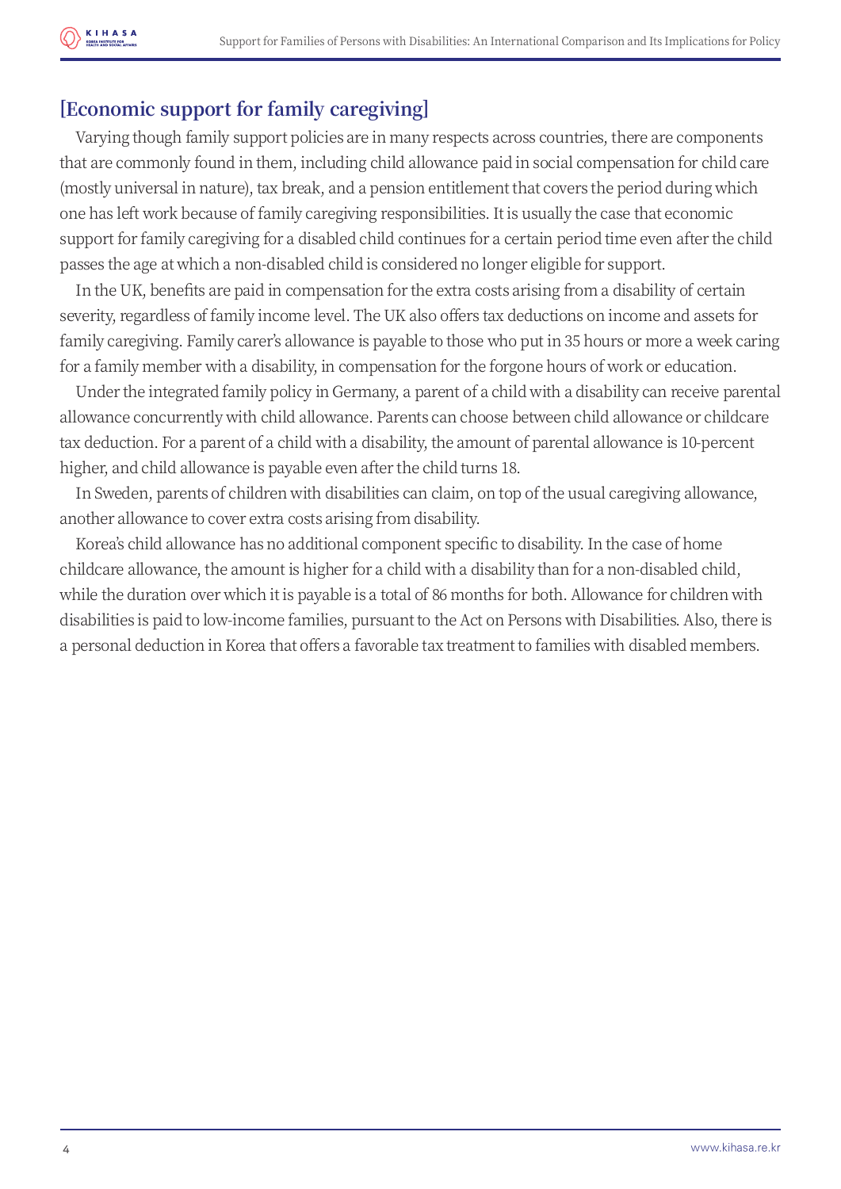## [Economic support for family caregiving]

Varying though family support policies are in many respects across countries, there are components that are commonly found in them, including child allowance paid in social compensation for child care (mostly universal in nature), tax break, and a pension entitlement that covers the period during which one has left work because of family caregiving responsibilities. It is usually the case that economic support for family caregiving for a disabled child continues for a certain period time even after the child passes the age at which a non-disabled child is considered no longer eligible for support.

In the UK, benefits are paid in compensation for the extra costs arising from a disability of certain severity, regardless of family income level. The UK also offers tax deductions on income and assets for family caregiving. Family carer's allowance is payable to those who put in 35 hours or more a week caring for a family member with a disability, in compensation for the forgone hours of work or education.

Under the integrated family policy in Germany, a parent of a child with a disability can receive parental allowance concurrently with child allowance. Parents can choose between child allowance or childcare tax deduction. For a parent of a child with a disability, the amount of parental allowance is 10-percent higher, and child allowance is payable even after the child turns 18.

In Sweden, parents of children with disabilities can claim, on top of the usual caregiving allowance, another allowance to cover extra costs arising from disability.

Korea's child allowance has no additional component specific to disability. In the case of home childcare allowance, the amount is higher for a child with a disability than for a non-disabled child, while the duration over which it is payable is a total of 86 months for both. Allowance for children with disabilities is paid to low-income families, pursuant to the Act on Persons with Disabilities. Also, there is a personal deduction in Korea that offers a favorable tax treatment to families with disabled members.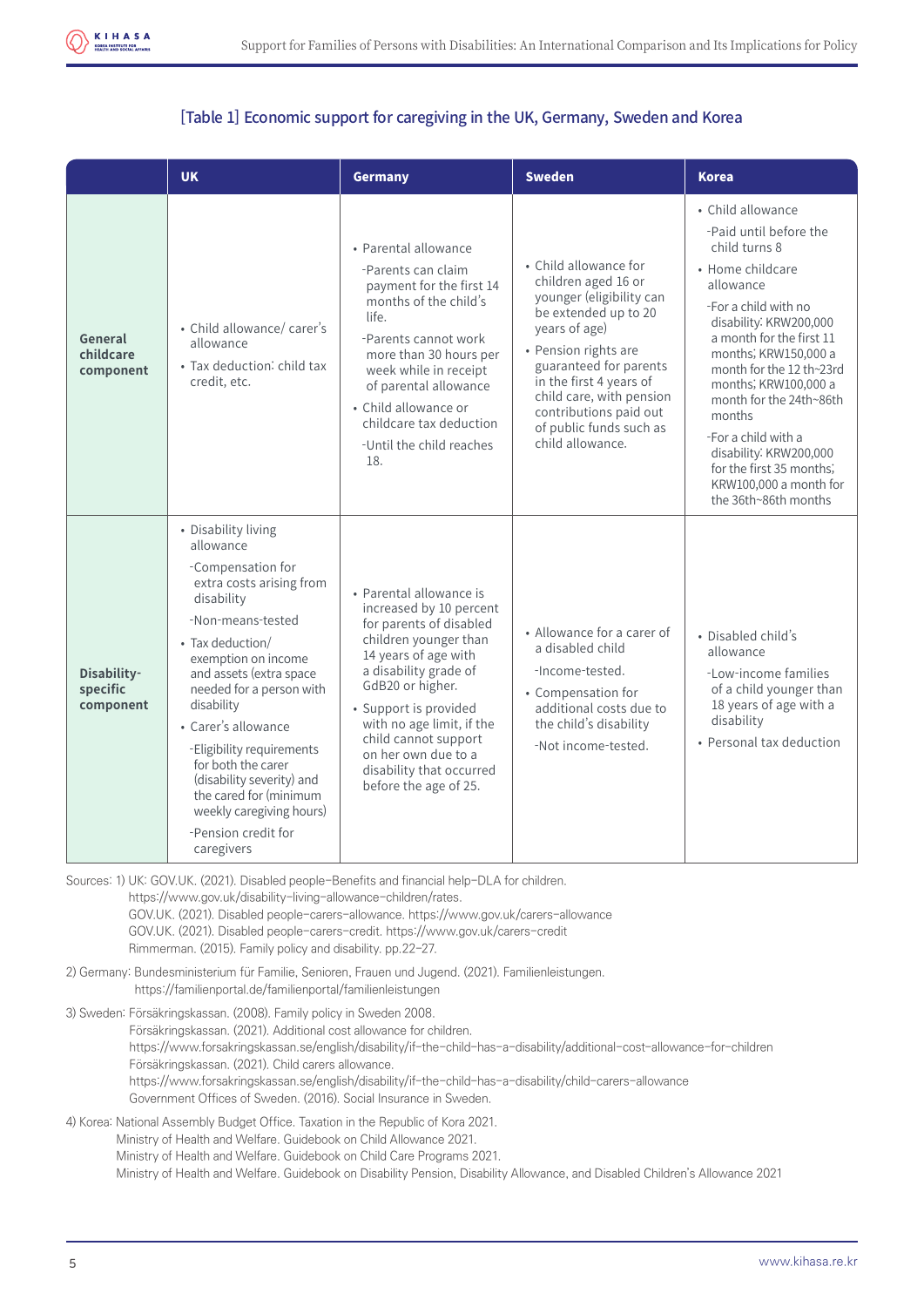[Table 1] Economic support for caregiving in the UK, Germany, Sweden and Korea

| | UK | Germany | Sweden | Korea |
|---|---|---|---|---|
| General childcare component | • Child allowance/ carer's allowance<br>• Tax deduction: child tax credit, etc. | • Parental allowance<br>-Parents can claim payment for the first 14 months of the child's life.<br>-Parents cannot work more than 30 hours per week while in receipt of parental allowance<br>• Child allowance or childcare tax deduction<br>-Until the child reaches 18. | • Child allowance for children aged 16 or younger (eligibility can be extended up to 20 years of age)<br>• Pension rights are guaranteed for parents in the first 4 years of child care, with pension contributions paid out of public funds such as child allowance. | • Child allowance<br>-Paid until before the child turns 8<br>• Home childcare allowance<br>-For a child with no disability: KRW200,000 a month for the first 11 months; KRW150,000 a month for the 12 th~23rd months; KRW100,000 a month for the 24th~86th months<br>-For a child with a disability: KRW200,000 for the first 35 months; KRW100,000 a month for the 36th~86th months |
| Disability-specific component | • Disability living allowance<br>-Compensation for extra costs arising from disability<br>-Non-means-tested<br>• Tax deduction/ exemption on income and assets (extra space needed for a person with disability<br>• Carer's allowance<br>-Eligibility requirements for both the carer (disability severity) and the cared for (minimum weekly caregiving hours)<br>-Pension credit for caregivers | • Parental allowance is increased by 10 percent for parents of disabled children younger than 14 years of age with a disability grade of GdB20 or higher.<br>• Support is provided with no age limit, if the child cannot support on her own due to a disability that occurred before the age of 25. | • Allowance for a carer of a disabled child<br>-Income-tested.<br>• Compensation for additional costs due to the child's disability<br>-Not income-tested. | • Disabled child's allowance<br>-Low-income families of a child younger than 18 years of age with a disability<br>• Personal tax deduction |

Sources: 1) UK: GOV.UK. (2021). Disabled people–Benefits and financial help–DLA for children. https://www.gov.uk/disability-living-allowance-children/rates.
GOV.UK. (2021). Disabled people–carers–allowance. https://www.gov.uk/carers-allowance
GOV.UK. (2021). Disabled people–carers–credit. https://www.gov.uk/carers-credit
Rimmerman. (2015). Family policy and disability. pp.22-27.

2) Germany: Bundesministerium für Familie, Senioren, Frauen und Jugend. (2021). Familienleistungen. https://familienportal.de/familienportal/familienleistungen

3) Sweden: Försäkringskassan. (2008). Family policy in Sweden 2008.
Försäkringskassan. (2021). Additional cost allowance for children.
https://www.forsakringskassan.se/english/disability/if-the-child-has-a-disability/additional-cost-allowance-for-children
Försäkringskassan. (2021). Child carers allowance.
https://www.forsakringskassan.se/english/disability/if-the-child-has-a-disability/child-carers-allowance
Government Offices of Sweden. (2016). Social Insurance in Sweden.

4) Korea: National Assembly Budget Office. Taxation in the Republic of Kora 2021.
Ministry of Health and Welfare. Guidebook on Child Allowance 2021.
Ministry of Health and Welfare. Guidebook on Child Care Programs 2021.
Ministry of Health and Welfare. Guidebook on Disability Pension, Disability Allowance, and Disabled Children's Allowance 2021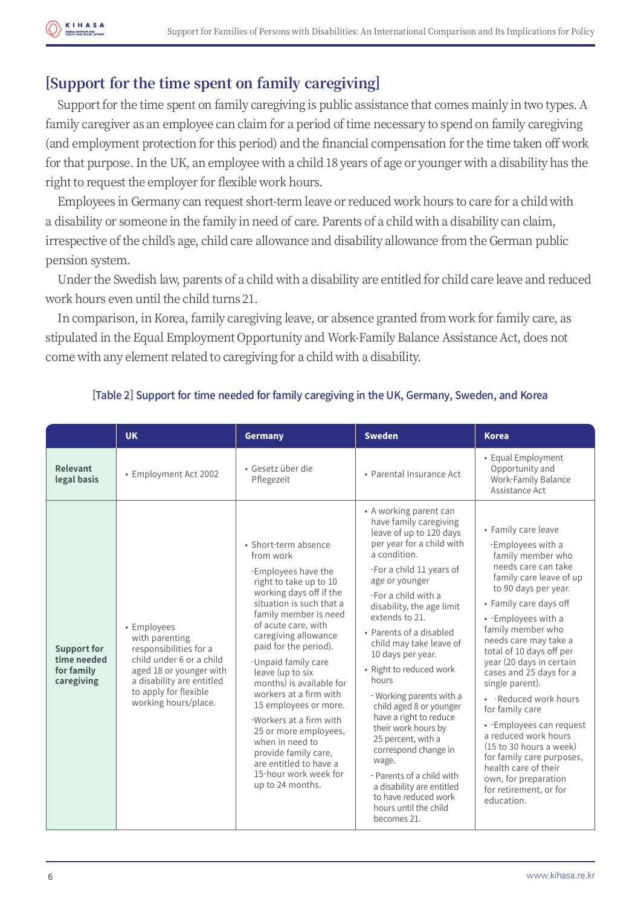## [Support for the time spent on family caregiving]

Support for the time spent on family caregiving is public assistance that comes mainly in two types. A family caregiver as an employee can claim for a period of time necessary to spend on family caregiving (and employment protection for this period) and the financial compensation for the time taken off work for that purpose. In the UK, an employee with a child 18 years of age or younger with a disability has the right to request the employer for flexible work hours.

Employees in Germany can request short-term leave or reduced work hours to care for a child with a disability or someone in the family in need of care. Parents of a child with a disability can claim, irrespective of the child's age, child care allowance and disability allowance from the German public pension system.

Under the Swedish law, parents of a child with a disability are entitled for child care leave and reduced work hours even until the child turns 21.

In comparison, in Korea, family caregiving leave, or absence granted from work for family care, as stipulated in the Equal Employment Opportunity and Work-Family Balance Assistance Act, does not come with any element related to caregiving for a child with a disability.

[Table 2] Support for time needed for family caregiving in the UK, Germany, Sweden, and Korea

| | UK | Germany | Sweden | Korea |
|---|---|---|---|---|
| **Relevant legal basis** | • Employment Act 2002 | • Gesetz über die Pflegezeit | • Parental Insurance Act | • Equal Employment Opportunity and Work-Family Balance Assistance Act |
| **Support for time needed for family caregiving** | • Employees with parenting responsibilities for a child under 6 or a child aged 18 or younger with a disability are entitled to apply for flexible working hours/place. | • Short-term absence from work<br>-Employees have the right to take up to 10 working days off if the situation is such that a family member is need of acute care, with caregiving allowance paid for the period).<br>-Unpaid family care leave (up to six months) is available for workers at a firm with 15 employees or more.<br>-Workers at a firm with 25 or more employees, when in need to provide family care, are entitled to have a 15-hour work week for up to 24 months. | • A working parent can have family caregiving leave of up to 120 days per year for a child with a condition.<br>-For a child 11 years of age or younger<br>-For a child with a disability, the age limit extends to 21.<br>• Parents of a disabled child may take leave of 10 days per year.<br>• Right to reduced work hours<br>- Working parents with a child aged 8 or younger have a right to reduce their work hours by 25 percent, with a correspond change in wage.<br>- Parents of a child with a disability are entitled to have reduced work hours until the child becomes 21. | • Family care leave<br>-Employees with a family member who needs care can take family care leave of up to 90 days per year.<br>• Family care days off<br>• -Employees with a family member who needs care may take a total of 10 days off per year (20 days in certain cases and 25 days for a single parent).<br>• ·Reduced work hours for family care<br>• -Employees can request a reduced work hours (15 to 30 hours a week) for family care purposes, health care of their own, for preparation for retirement, or for education. |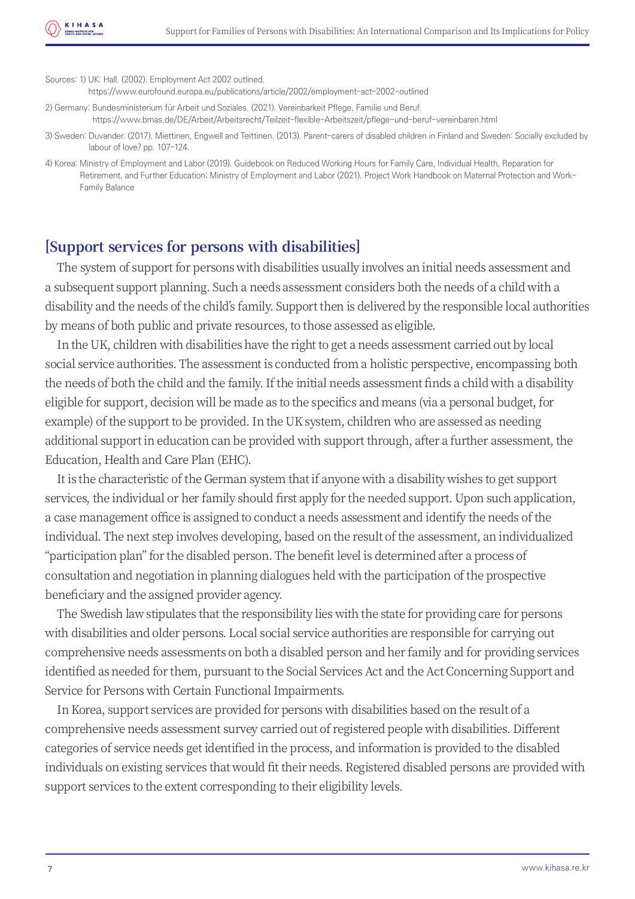Sources: 1) UK: Hall. (2002). Employment Act 2002 outlined. https://www.eurofound.europa.eu/publications/article/2002/employment-act-2002-outlined

2) Germany: Bundesministerium für Arbeit und Soziales. (2021). Vereinbarkeit Pflege, Familie und Beruf. https://www.bmas.de/DE/Arbeit/Arbeitsrecht/Teilzeit-flexible-Arbeitszeit/pflege-und-beruf-vereinbaren.html

3) Sweden: Duvander. (2017). Miettinen, Engwell and Teittinen. (2013). Parent-carers of disabled children in Finland and Sweden: Socially excluded by labour of love? pp. 107-124.

4) Korea: Ministry of Employment and Labor (2019). Guidebook on Reduced Working Hours for Family Care, Individual Health, Reparation for Retirement, and Further Education; Ministry of Employment and Labor (2021). Project Work Handbook on Maternal Protection and Work-Family Balance

## [Support services for persons with disabilities]

The system of support for persons with disabilities usually involves an initial needs assessment and a subsequent support planning. Such a needs assessment considers both the needs of a child with a disability and the needs of the child's family. Support then is delivered by the responsible local authorities by means of both public and private resources, to those assessed as eligible.

In the UK, children with disabilities have the right to get a needs assessment carried out by local social service authorities. The assessment is conducted from a holistic perspective, encompassing both the needs of both the child and the family. If the initial needs assessment finds a child with a disability eligible for support, decision will be made as to the specifics and means (via a personal budget, for example) of the support to be provided. In the UK system, children who are assessed as needing additional support in education can be provided with support through, after a further assessment, the Education, Health and Care Plan (EHC).

It is the characteristic of the German system that if anyone with a disability wishes to get support services, the individual or her family should first apply for the needed support. Upon such application, a case management office is assigned to conduct a needs assessment and identify the needs of the individual. The next step involves developing, based on the result of the assessment, an individualized "participation plan" for the disabled person. The benefit level is determined after a process of consultation and negotiation in planning dialogues held with the participation of the prospective beneficiary and the assigned provider agency.

The Swedish law stipulates that the responsibility lies with the state for providing care for persons with disabilities and older persons. Local social service authorities are responsible for carrying out comprehensive needs assessments on both a disabled person and her family and for providing services identified as needed for them, pursuant to the Social Services Act and the Act Concerning Support and Service for Persons with Certain Functional Impairments.

In Korea, support services are provided for persons with disabilities based on the result of a comprehensive needs assessment survey carried out of registered people with disabilities. Different categories of service needs get identified in the process, and information is provided to the disabled individuals on existing services that would fit their needs. Registered disabled persons are provided with support services to the extent corresponding to their eligibility levels.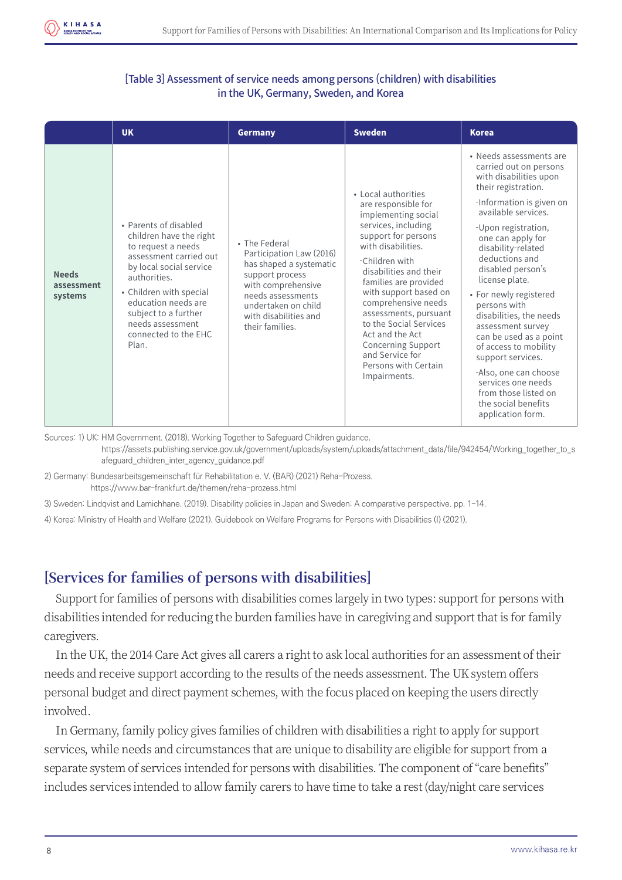[Table 3] Assessment of service needs among persons (children) with disabilities in the UK, Germany, Sweden, and Korea

| | UK | Germany | Sweden | Korea |
|---|---|---|---|---|
| **Needs assessment systems** | • Parents of disabled children have the right to request a needs assessment carried out by local social service authorities.<br>• Children with special education needs are subject to a further needs assessment connected to the EHC Plan. | • The Federal Participation Law (2016) has shaped a systematic support process with comprehensive needs assessments undertaken on child with disabilities and their families. | • Local authorities are responsible for implementing social services, including support for persons with disabilities.<br>-Children with disabilities and their families are provided with support based on comprehensive needs assessments, pursuant to the Social Services Act and the Act Concerning Support and Service for Persons with Certain Impairments. | • Needs assessments are carried out on persons with disabilities upon their registration.<br>-Information is given on available services.<br>-Upon registration, one can apply for disability-related deductions and disabled person's license plate.<br>• For newly registered persons with disabilities, the needs assessment survey can be used as a point of access to mobility support services.<br>-Also, one can choose services one needs from those listed on the social benefits application form. |

Sources: 1) UK: HM Government. (2018). Working Together to Safeguard Children guidance. https://assets.publishing.service.gov.uk/government/uploads/system/uploads/attachment_data/file/942454/Working_together_to_safeguard_children_inter_agency_guidance.pdf

2) Germany: Bundesarbeitsgemeinschaft für Rehabilitation e. V. (BAR) (2021) Reha-Prozess. https://www.bar-frankfurt.de/themen/reha-prozess.html

3) Sweden: Lindqvist and Lamichhane. (2019). Disability policies in Japan and Sweden: A comparative perspective. pp. 1-14.

4) Korea: Ministry of Health and Welfare (2021). Guidebook on Welfare Programs for Persons with Disabilities (I) (2021).

## [Services for families of persons with disabilities]

Support for families of persons with disabilities comes largely in two types: support for persons with disabilities intended for reducing the burden families have in caregiving and support that is for family caregivers.

In the UK, the 2014 Care Act gives all carers a right to ask local authorities for an assessment of their needs and receive support according to the results of the needs assessment. The UK system offers personal budget and direct payment schemes, with the focus placed on keeping the users directly involved.

In Germany, family policy gives families of children with disabilities a right to apply for support services, while needs and circumstances that are unique to disability are eligible for support from a separate system of services intended for persons with disabilities. The component of "care benefits" includes services intended to allow family carers to have time to take a rest (day/night care services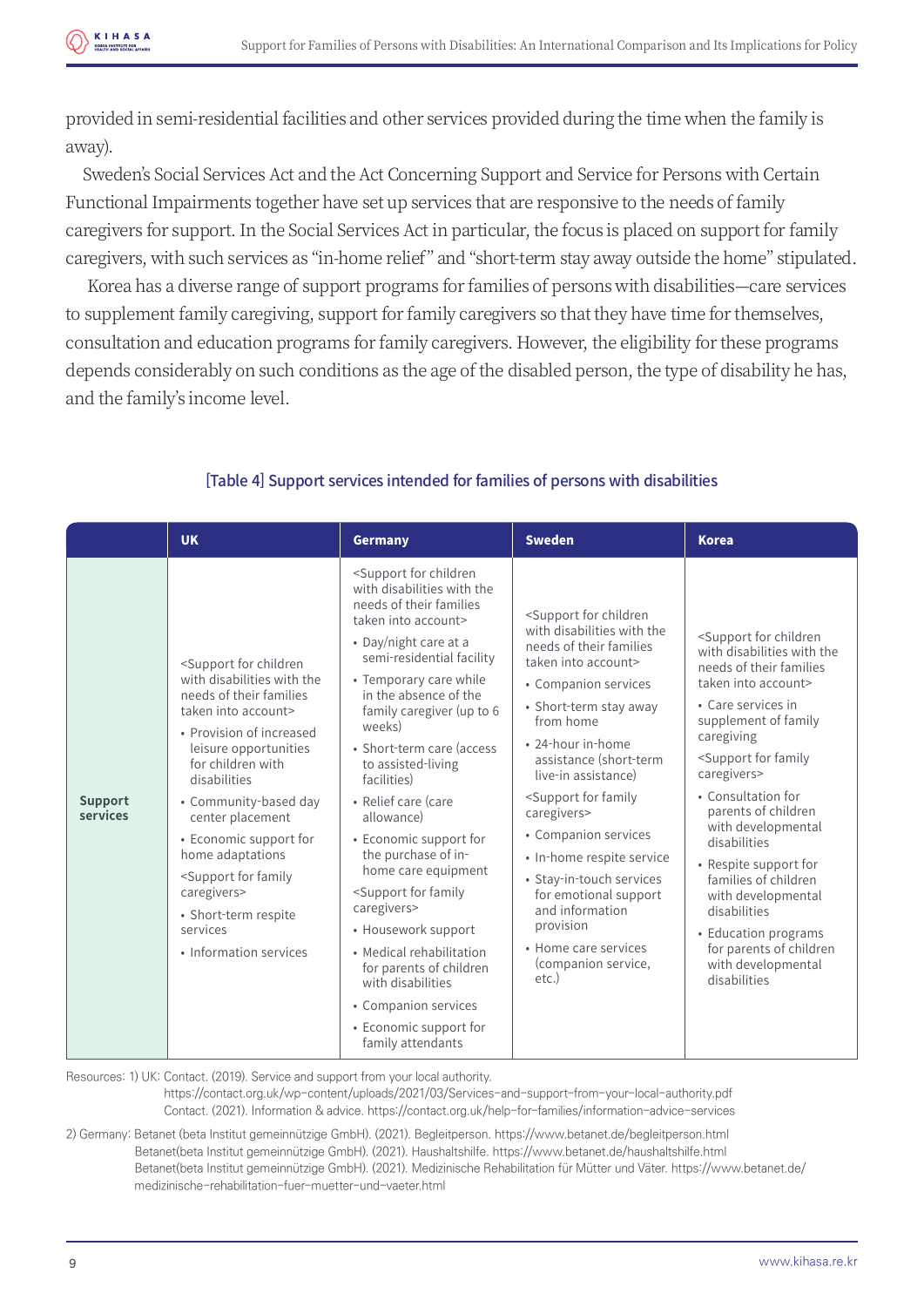provided in semi-residential facilities and other services provided during the time when the family is away).

Sweden's Social Services Act and the Act Concerning Support and Service for Persons with Certain Functional Impairments together have set up services that are responsive to the needs of family caregivers for support. In the Social Services Act in particular, the focus is placed on support for family caregivers, with such services as "in-home relief" and "short-term stay away outside the home" stipulated.

Korea has a diverse range of support programs for families of persons with disabilities—care services to supplement family caregiving, support for family caregivers so that they have time for themselves, consultation and education programs for family caregivers. However, the eligibility for these programs depends considerably on such conditions as the age of the disabled person, the type of disability he has, and the family's income level.

[Table 4] Support services intended for families of persons with disabilities

| | UK | Germany | Sweden | Korea |
|---|---|---|---|---|
| **Support services** | <Support for children with disabilities with the needs of their families taken into account><br>• Provision of increased leisure opportunities for children with disabilities<br>• Community-based day center placement<br>• Economic support for home adaptations<br><Support for family caregivers><br>• Short-term respite services<br>• Information services | <Support for children with disabilities with the needs of their families taken into account><br>• Day/night care at a semi-residential facility<br>• Temporary care while in the absence of the family caregiver (up to 6 weeks)<br>• Short-term care (access to assisted-living facilities)<br>• Relief care (care allowance)<br>• Economic support for the purchase of in-home care equipment<br><Support for family caregivers><br>• Housework support<br>• Medical rehabilitation for parents of children with disabilities<br>• Companion services<br>• Economic support for family attendants | <Support for children with disabilities with the needs of their families taken into account><br>• Companion services<br>• Short-term stay away from home<br>• 24-hour in-home assistance (short-term live-in assistance)<br><Support for family caregivers><br>• Companion services<br>• In-home respite service<br>• Stay-in-touch services for emotional support and information provision<br>• Home care services (companion service, etc.) | <Support for children with disabilities with the needs of their families taken into account><br>• Care services in supplement of family caregiving<br><Support for family caregivers><br>• Consultation for parents of children with developmental disabilities<br>• Respite support for families of children with developmental disabilities<br>• Education programs for parents of children with developmental disabilities |

Resources: 1) UK: Contact. (2019). Service and support from your local authority. https://contact.org.uk/wp-content/uploads/2021/03/Services-and-support-from-your-local-authority.pdf
Contact. (2021). Information & advice. https://contact.org.uk/help-for-families/information-advice-services

2) Germany: Betanet (beta Institut gemeinnützige GmbH). (2021). Begleitperson. https://www.betanet.de/begleitperson.html
Betanet(beta Institut gemeinnützige GmbH). (2021). Haushaltshilfe. https://www.betanet.de/haushaltshilfe.html
Betanet(beta Institut gemeinnützige GmbH). (2021). Medizinische Rehabilitation für Mütter und Väter. https://www.betanet.de/medizinische-rehabilitation-fuer-muetter-und-vaeter.html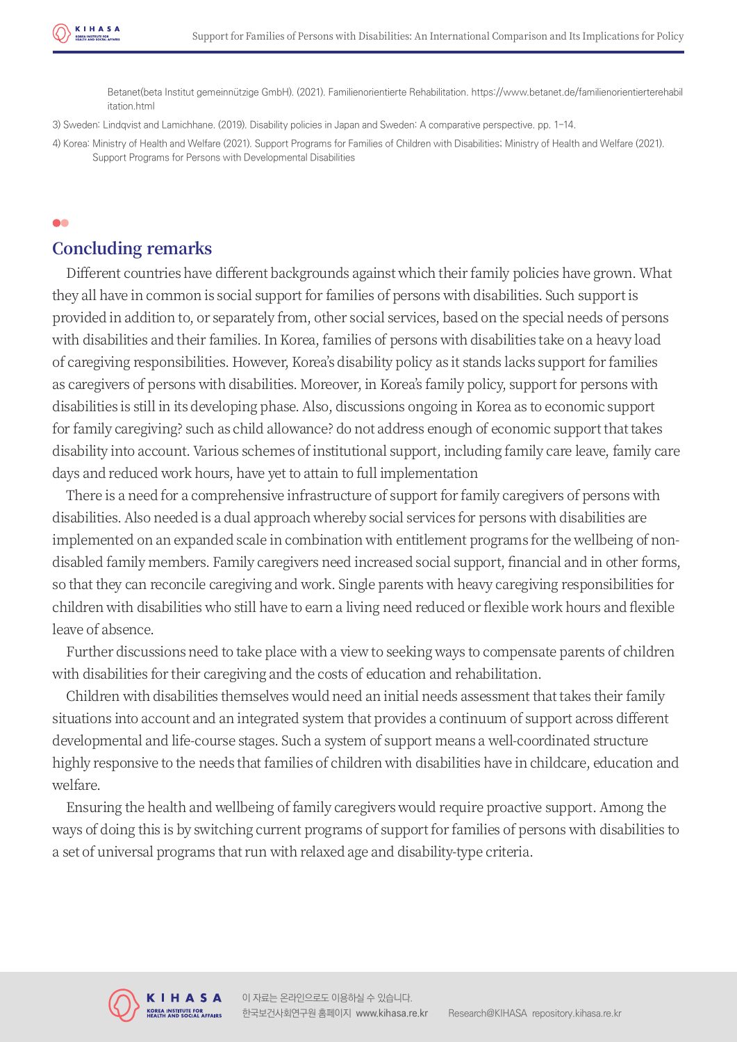Betanet(beta Institut gemeinnützige GmbH). (2021). Familienorientierte Rehabilitation. https://www.betanet.de/familienorientierterehabilitation.html

3) Sweden: Lindqvist and Lamichhane. (2019). Disability policies in Japan and Sweden: A comparative perspective. pp. 1-14.

4) Korea: Ministry of Health and Welfare (2021). Support Programs for Families of Children with Disabilities; Ministry of Health and Welfare (2021). Support Programs for Persons with Developmental Disabilities

## Concluding remarks

Different countries have different backgrounds against which their family policies have grown. What they all have in common is social support for families of persons with disabilities. Such support is provided in addition to, or separately from, other social services, based on the special needs of persons with disabilities and their families. In Korea, families of persons with disabilities take on a heavy load of caregiving responsibilities. However, Korea's disability policy as it stands lacks support for families as caregivers of persons with disabilities. Moreover, in Korea's family policy, support for persons with disabilities is still in its developing phase. Also, discussions ongoing in Korea as to economic support for family caregiving? such as child allowance? do not address enough of economic support that takes disability into account. Various schemes of institutional support, including family care leave, family care days and reduced work hours, have yet to attain to full implementation

There is a need for a comprehensive infrastructure of support for family caregivers of persons with disabilities. Also needed is a dual approach whereby social services for persons with disabilities are implemented on an expanded scale in combination with entitlement programs for the wellbeing of non-disabled family members. Family caregivers need increased social support, financial and in other forms, so that they can reconcile caregiving and work. Single parents with heavy caregiving responsibilities for children with disabilities who still have to earn a living need reduced or flexible work hours and flexible leave of absence.

Further discussions need to take place with a view to seeking ways to compensate parents of children with disabilities for their caregiving and the costs of education and rehabilitation.

Children with disabilities themselves would need an initial needs assessment that takes their family situations into account and an integrated system that provides a continuum of support across different developmental and life-course stages. Such a system of support means a well-coordinated structure highly responsive to the needs that families of children with disabilities have in childcare, education and welfare.

Ensuring the health and wellbeing of family caregivers would require proactive support. Among the ways of doing this is by switching current programs of support for families of persons with disabilities to a set of universal programs that run with relaxed age and disability-type criteria.